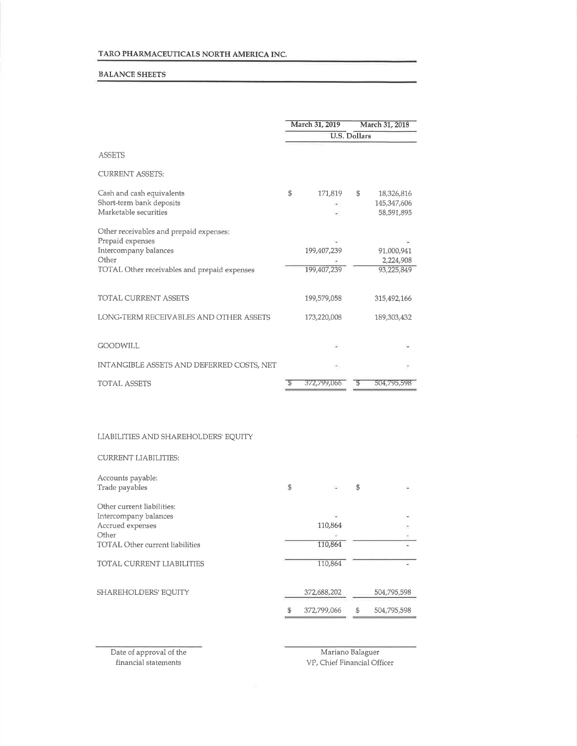# TARO PHARMACEUTICALS NORTH AMERICA INC.

## BALANCE SHEETS

| | March 31, 2019 | March 31, 2018 |
|---|---|---|
| | U.S. Dollars | |
| **ASSETS** | | |
| **CURRENT ASSETS:** | | |
| Cash and cash equivalents | $ 171,819 | $ 18,326,816 |
| Short-term bank deposits | - | 145,347,606 |
| Marketable securities | - | 58,591,895 |
| Other receivables and prepaid expenses: | | |
| Prepaid expenses | - | - |
| Intercompany balances | 199,407,239 | 91,000,941 |
| Other | - | 2,224,908 |
| TOTAL Other receivables and prepaid expenses | 199,407,239 | 93,225,849 |
| TOTAL CURRENT ASSETS | 199,579,058 | 315,492,166 |
| LONG-TERM RECEIVABLES AND OTHER ASSETS | 173,220,008 | 189,303,432 |
| GOODWILL | - | - |
| INTANGIBLE ASSETS AND DEFERRED COSTS, NET | - | - |
| TOTAL ASSETS | $ 372,799,066 | $ 504,795,598 |
| **LIABILITIES AND SHAREHOLDERS' EQUITY** | | |
| **CURRENT LIABILITIES:** | | |
| Accounts payable: | | |
| Trade payables | $ - | $ - |
| Other current liabilities: | | |
| Intercompany balances | - | - |
| Accrued expenses | 110,864 | - |
| Other | - | - |
| TOTAL Other current liabilities | 110,864 | - |
| TOTAL CURRENT LIABILITIES | 110,864 | - |
| SHAREHOLDERS' EQUITY | 372,688,202 | 504,795,598 |
| | $ 372,799,066 | $ 504,795,598 |

Date of approval of the financial statements

Mariano Balaguer
VP, Chief Financial Officer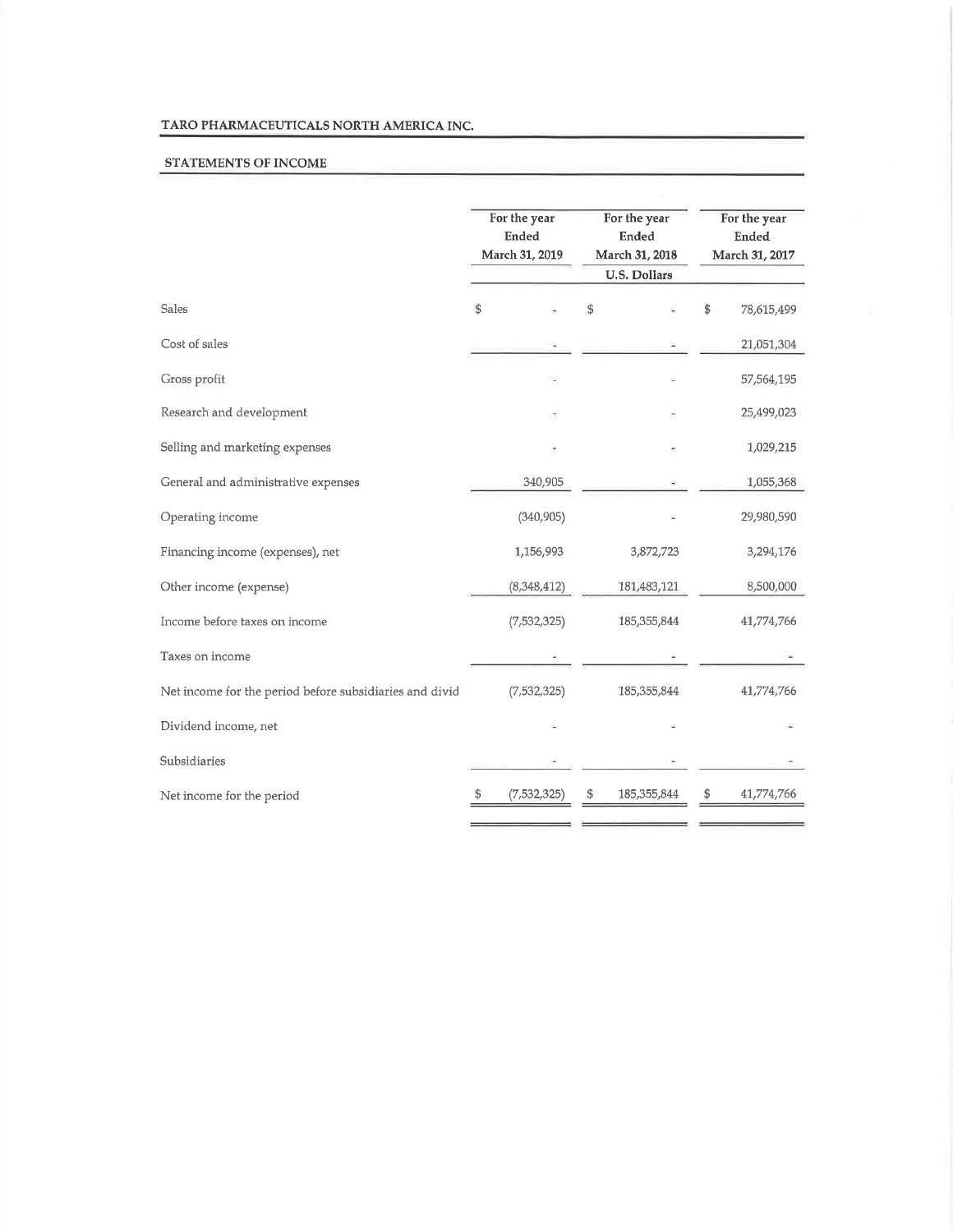## TARO PHARMACEUTICALS NORTH AMERICA INC.

### STATEMENTS OF INCOME

| | For the year Ended March 31, 2019 | For the year Ended March 31, 2018 | For the year Ended March 31, 2017 |
|---|---|---|---|
| | | U.S. Dollars | |
| Sales | $ - | $ - | $ 78,615,499 |
| Cost of sales | - | - | 21,051,304 |
| Gross profit | - | - | 57,564,195 |
| Research and development | - | - | 25,499,023 |
| Selling and marketing expenses | - | - | 1,029,215 |
| General and administrative expenses | 340,905 | - | 1,055,368 |
| Operating income | (340,905) | - | 29,980,590 |
| Financing income (expenses), net | 1,156,993 | 3,872,723 | 3,294,176 |
| Other income (expense) | (8,348,412) | 181,483,121 | 8,500,000 |
| Income before taxes on income | (7,532,325) | 185,355,844 | 41,774,766 |
| Taxes on income | - | - | - |
| Net income for the period before subsidiaries and divid | (7,532,325) | 185,355,844 | 41,774,766 |
| Dividend income, net | - | - | - |
| Subsidiaries | - | - | - |
| Net income for the period | $ (7,532,325) | $ 185,355,844 | $ 41,774,766 |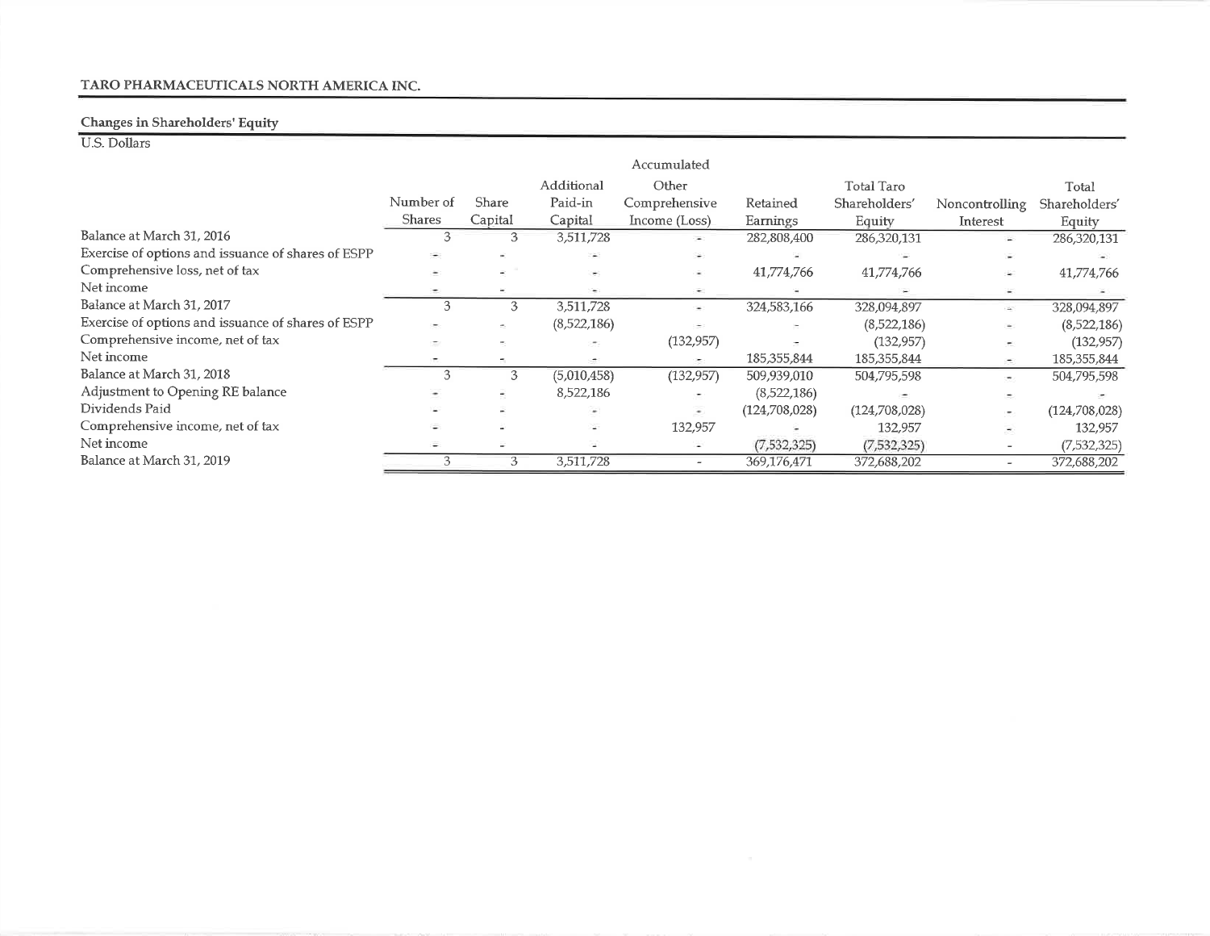TARO PHARMACEUTICALS NORTH AMERICA INC.

## Changes in Shareholders' Equity

U.S. Dollars

| | Number of Shares | Share Capital | Additional Paid-in Capital | Accumulated Other Comprehensive Income (Loss) | Retained Earnings | Total Taro Shareholders' Equity | Noncontrolling Interest | Total Shareholders' Equity |
|---|---|---|---|---|---|---|---|---|
| Balance at March 31, 2016 | 3 | 3 | 3,511,728 | - | 282,808,400 | 286,320,131 | - | 286,320,131 |
| Exercise of options and issuance of shares of ESPP | - | - | - | - | - | - | - | - |
| Comprehensive loss, net of tax | - | - | - | - | 41,774,766 | 41,774,766 | - | 41,774,766 |
| Net income | - | - | - | - | - | - | - | - |
| Balance at March 31, 2017 | 3 | 3 | 3,511,728 | - | 324,583,166 | 328,094,897 | - | 328,094,897 |
| Exercise of options and issuance of shares of ESPP | - | - | (8,522,186) | - | - | (8,522,186) | - | (8,522,186) |
| Comprehensive income, net of tax | - | - | - | (132,957) | - | (132,957) | - | (132,957) |
| Net income | - | - | - | - | 185,355,844 | 185,355,844 | - | 185,355,844 |
| Balance at March 31, 2018 | 3 | 3 | (5,010,458) | (132,957) | 509,939,010 | 504,795,598 | - | 504,795,598 |
| Adjustment to Opening RE balance | - | - | 8,522,186 | - | (8,522,186) | - | - | - |
| Dividends Paid | - | - | - | - | (124,708,028) | (124,708,028) | - | (124,708,028) |
| Comprehensive income, net of tax | - | - | - | 132,957 | - | 132,957 | - | 132,957 |
| Net income | - | - | - | - | (7,532,325) | (7,532,325) | - | (7,532,325) |
| Balance at March 31, 2019 | 3 | 3 | 3,511,728 | - | 369,176,471 | 372,688,202 | - | 372,688,202 |